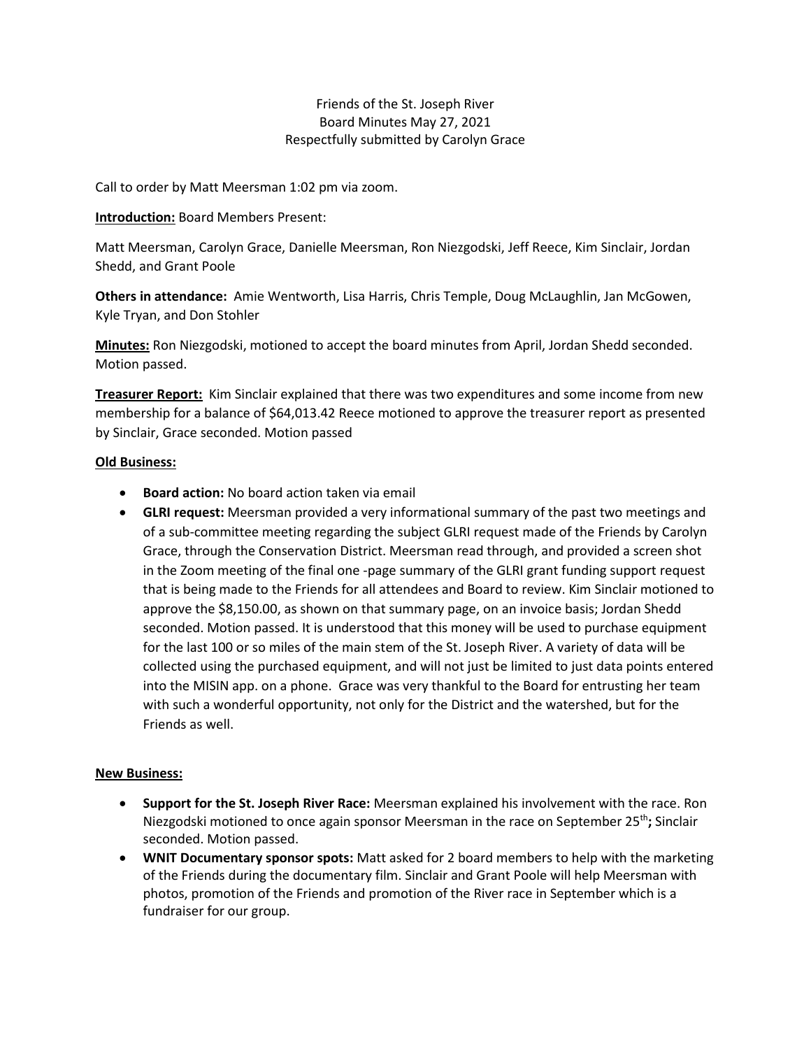Friends of the St. Joseph River
Board Minutes May 27, 2021
Respectfully submitted by Carolyn Grace

Call to order by Matt Meersman 1:02 pm via zoom.

**Introduction:** Board Members Present:

Matt Meersman, Carolyn Grace, Danielle Meersman, Ron Niezgodski, Jeff Reece, Kim Sinclair, Jordan Shedd, and Grant Poole

**Others in attendance:** Amie Wentworth, Lisa Harris, Chris Temple, Doug McLaughlin, Jan McGowen, Kyle Tryan, and Don Stohler

**Minutes:** Ron Niezgodski, motioned to accept the board minutes from April, Jordan Shedd seconded. Motion passed.

**Treasurer Report:** Kim Sinclair explained that there was two expenditures and some income from new membership for a balance of $64,013.42 Reece motioned to approve the treasurer report as presented by Sinclair, Grace seconded. Motion passed

**Old Business:**

- **Board action:** No board action taken via email
- **GLRI request:** Meersman provided a very informational summary of the past two meetings and of a sub-committee meeting regarding the subject GLRI request made of the Friends by Carolyn Grace, through the Conservation District. Meersman read through, and provided a screen shot in the Zoom meeting of the final one -page summary of the GLRI grant funding support request that is being made to the Friends for all attendees and Board to review. Kim Sinclair motioned to approve the $8,150.00, as shown on that summary page, on an invoice basis; Jordan Shedd seconded. Motion passed. It is understood that this money will be used to purchase equipment for the last 100 or so miles of the main stem of the St. Joseph River. A variety of data will be collected using the purchased equipment, and will not just be limited to just data points entered into the MISIN app. on a phone. Grace was very thankful to the Board for entrusting her team with such a wonderful opportunity, not only for the District and the watershed, but for the Friends as well.

**New Business:**

- **Support for the St. Joseph River Race:** Meersman explained his involvement with the race. Ron Niezgodski motioned to once again sponsor Meersman in the race on September 25th**;** Sinclair seconded. Motion passed.
- **WNIT Documentary sponsor spots:** Matt asked for 2 board members to help with the marketing of the Friends during the documentary film. Sinclair and Grant Poole will help Meersman with photos, promotion of the Friends and promotion of the River race in September which is a fundraiser for our group.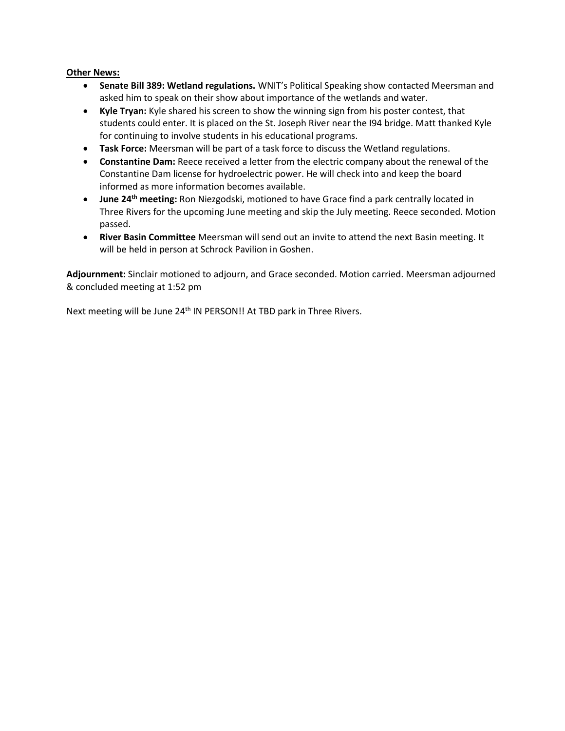**Other News:**

- **Senate Bill 389: Wetland regulations.** WNIT's Political Speaking show contacted Meersman and asked him to speak on their show about importance of the wetlands and water.
- **Kyle Tryan:** Kyle shared his screen to show the winning sign from his poster contest, that students could enter. It is placed on the St. Joseph River near the I94 bridge. Matt thanked Kyle for continuing to involve students in his educational programs.
- **Task Force:** Meersman will be part of a task force to discuss the Wetland regulations.
- **Constantine Dam:** Reece received a letter from the electric company about the renewal of the Constantine Dam license for hydroelectric power. He will check into and keep the board informed as more information becomes available.
- **June 24th meeting:** Ron Niezgodski, motioned to have Grace find a park centrally located in Three Rivers for the upcoming June meeting and skip the July meeting. Reece seconded. Motion passed.
- **River Basin Committee** Meersman will send out an invite to attend the next Basin meeting. It will be held in person at Schrock Pavilion in Goshen.

**Adjournment:** Sinclair motioned to adjourn, and Grace seconded. Motion carried. Meersman adjourned & concluded meeting at 1:52 pm

Next meeting will be June 24th IN PERSON!! At TBD park in Three Rivers.